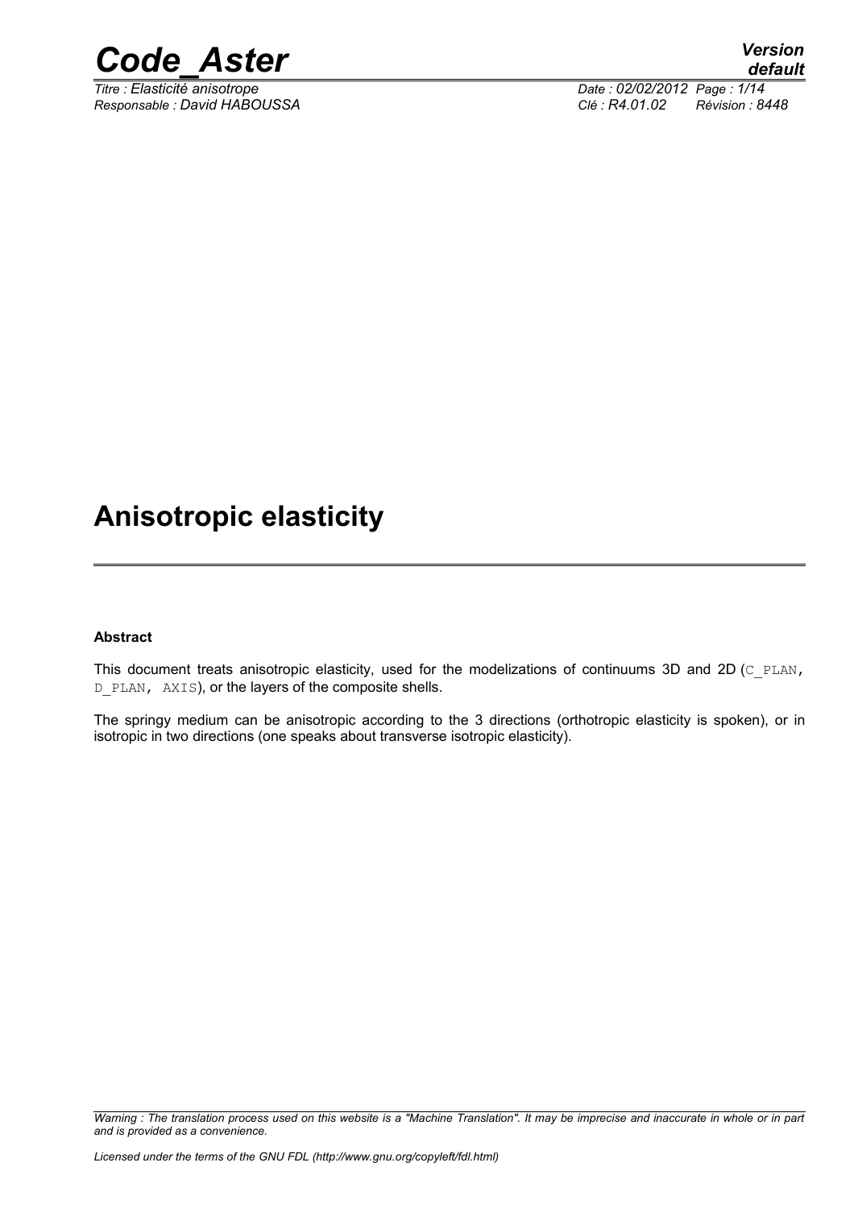# Anisotropic elasticity

**Abstract**

This document treats anisotropic elasticity, used for the modelizations of continuums 3D and 2D (`C_PLAN, D_PLAN, AXIS`), or the layers of the composite shells.

The springy medium can be anisotropic according to the 3 directions (orthotropic elasticity is spoken), or in isotropic in two directions (one speaks about transverse isotropic elasticity).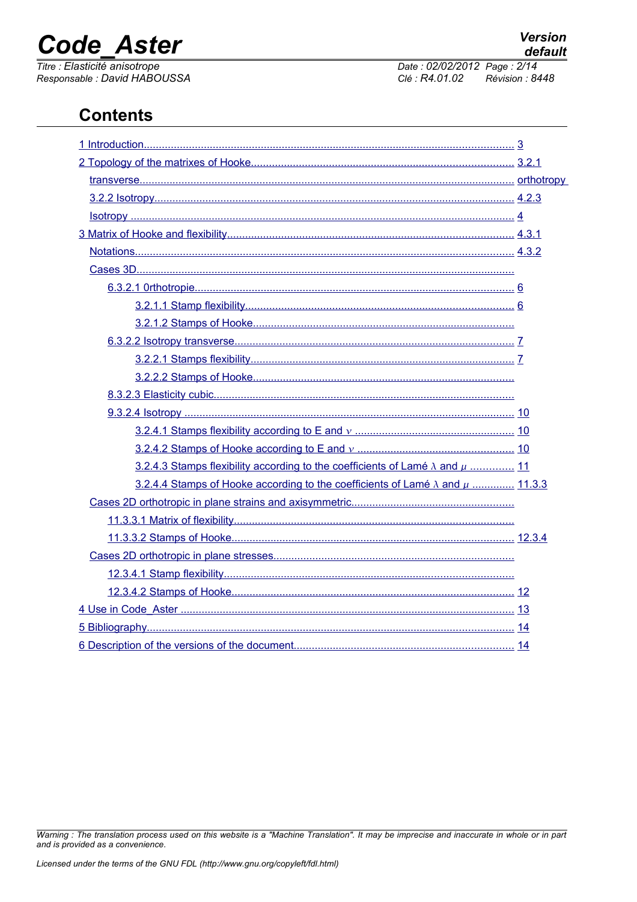# Contents

1 Introduction........................................................................................................................ 3

2 Topology of the matrixes of Hooke...................................................................................... 3.2.1

transverse............................................................................................................................ orthotropy

3.2.2 Isotropy........................................................................................................................ 4.2.3

Isotropy ................................................................................................................................ 4

3 Matrix of Hooke and flexibility............................................................................................... 4.3.1

Notations................................................................................................................................. 4.3.2

Cases 3D..................................................................................................................................

6.3.2.1 0rthotropie........................................................................................................... 6

3.2.1.1 Stamp flexibility.......................................................................................... 6

3.2.1.2 Stamps of Hooke.........................................................................................

6.3.2.2 Isotropy transverse............................................................................................. 7

3.2.2.1 Stamps flexibility.......................................................................................... 7

3.2.2.2 Stamps of Hooke.........................................................................................

8.3.2.3 Elasticity cubic......................................................................................................

9.3.2.4 Isotropy ............................................................................................................... 10

3.2.4.1 Stamps flexibility according to E and $\nu$ ...................................................... 10

3.2.4.2 Stamps of Hooke according to E and $\nu$ ...................................................... 10

3.2.4.3 Stamps flexibility according to the coefficients of Lamé $\lambda$ and $\mu$ .............. 11

3.2.4.4 Stamps of Hooke according to the coefficients of Lamé $\lambda$ and $\mu$ ............. 11.3.3

Cases 2D orthotropic in plane strains and axisymmetric.......................................................

11.3.3.1 Matrix of flexibility..............................................................................................

11.3.3.2 Stamps of Hooke.............................................................................................. 12.3.4

Cases 2D orthotropic in plane stresses..................................................................................

12.3.4.1 Stamp flexibility.................................................................................................

12.3.4.2 Stamps of Hooke.............................................................................................. 12

4 Use in Code_Aster ................................................................................................................ 13

5 Bibliography............................................................................................................................ 14

6 Description of the versions of the document.......................................................................... 14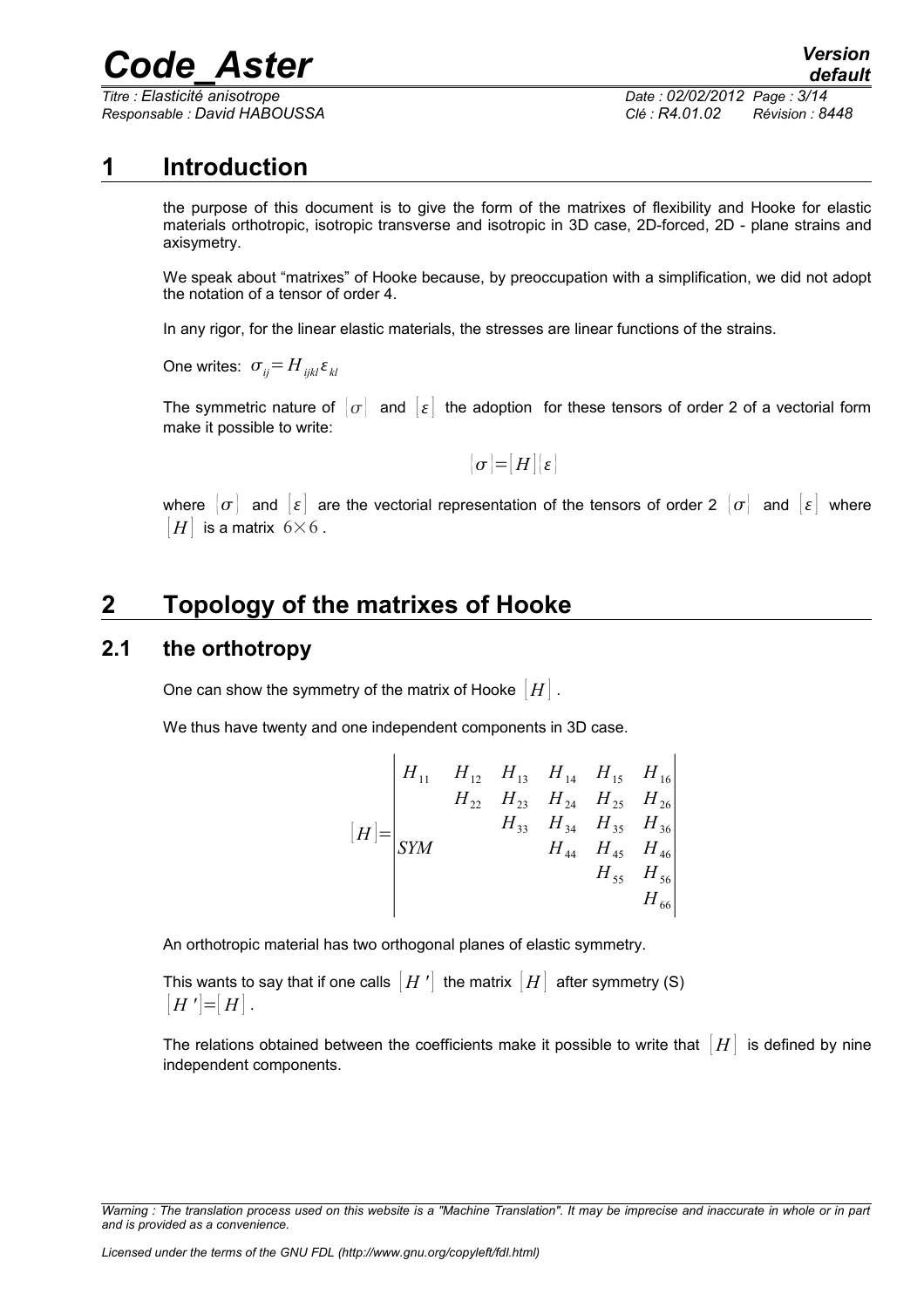# 1 Introduction

the purpose of this document is to give the form of the matrixes of flexibility and Hooke for elastic materials orthotropic, isotropic transverse and isotropic in 3D case, 2D-forced, 2D - plane strains and axisymetry.

We speak about "matrixes" of Hooke because, by preoccupation with a simplification, we did not adopt the notation of a tensor of order 4.

In any rigor, for the linear elastic materials, the stresses are linear functions of the strains.

One writes: $\sigma_{ij}=H_{ijkl}\varepsilon_{kl}$

The symmetric nature of $[\sigma]$ and $[\varepsilon]$ the adoption for these tensors of order 2 of a vectorial form make it possible to write:

$$[\sigma]=[H][\varepsilon]$$

where $[\sigma]$ and $[\varepsilon]$ are the vectorial representation of the tensors of order 2 $[\sigma]$ and $[\varepsilon]$ where $[H]$ is a matrix $6\times6$.

# 2 Topology of the matrixes of Hooke

## 2.1 the orthotropy

One can show the symmetry of the matrix of Hooke $[H]$.

We thus have twenty and one independent components in 3D case.

$$[H]=\begin{vmatrix} H_{11} & H_{12} & H_{13} & H_{14} & H_{15} & H_{16} \\ & H_{22} & H_{23} & H_{24} & H_{25} & H_{26} \\ & & H_{33} & H_{34} & H_{35} & H_{36} \\ SYM & & & H_{44} & H_{45} & H_{46} \\ & & & & H_{55} & H_{56} \\ & & & & & H_{66} \end{vmatrix}$$

An orthotropic material has two orthogonal planes of elastic symmetry.

This wants to say that if one calls $[H']$ the matrix $[H]$ after symmetry (S) $[H']=[H]$.

The relations obtained between the coefficients make it possible to write that $[H]$ is defined by nine independent components.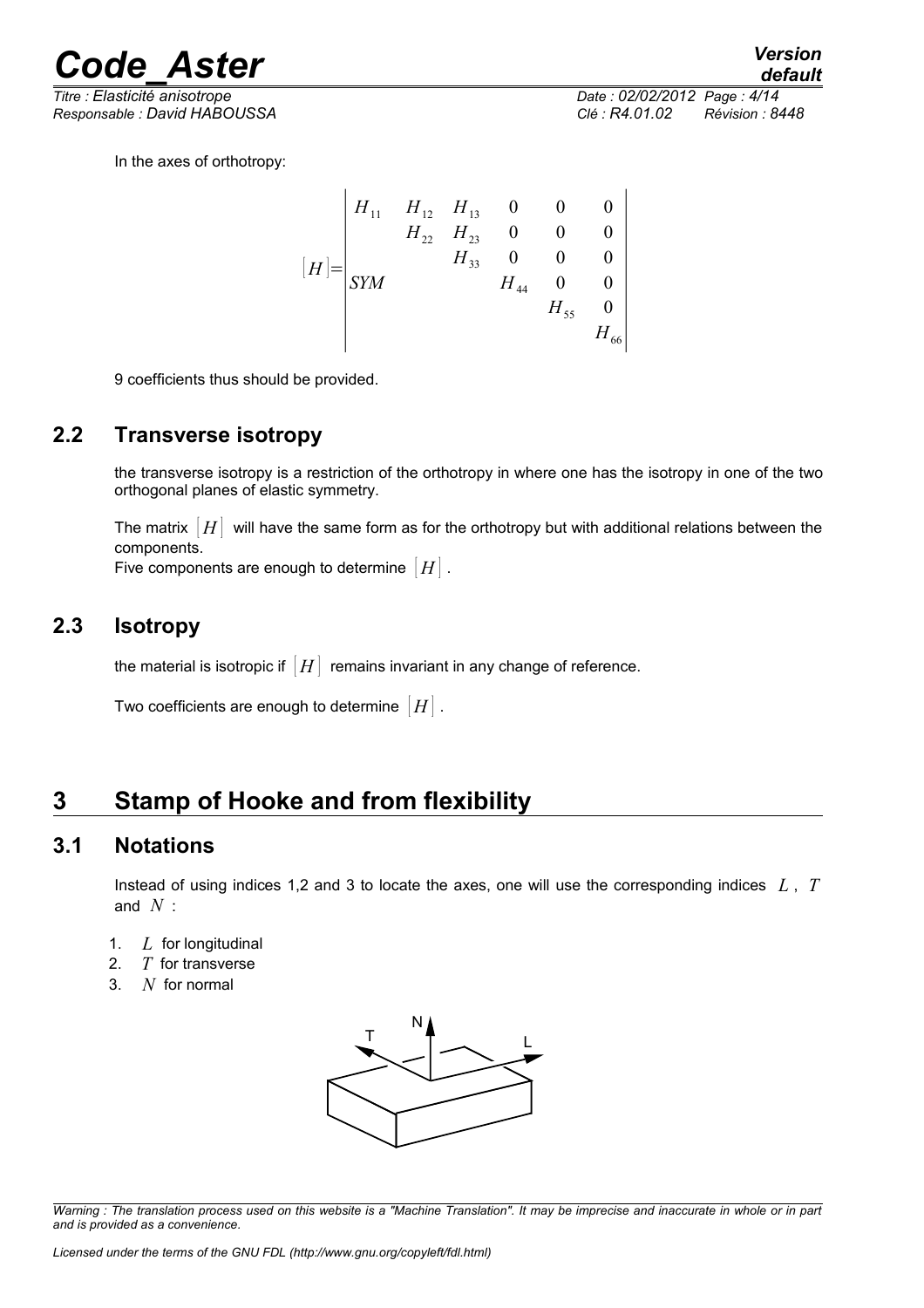In the axes of orthotropy:

$$[H]=\begin{vmatrix} H_{11} & H_{12} & H_{13} & 0 & 0 & 0 \\ & H_{22} & H_{23} & 0 & 0 & 0 \\ & & H_{33} & 0 & 0 & 0 \\ SYM & & & H_{44} & 0 & 0 \\ & & & & H_{55} & 0 \\ & & & & & H_{66} \end{vmatrix}$$

9 coefficients thus should be provided.

## 2.2 Transverse isotropy

the transverse isotropy is a restriction of the orthotropy in where one has the isotropy in one of the two orthogonal planes of elastic symmetry.

The matrix $[H]$ will have the same form as for the orthotropy but with additional relations between the components.
Five components are enough to determine $[H]$.

## 2.3 Isotropy

the material is isotropic if $[H]$ remains invariant in any change of reference.

Two coefficients are enough to determine $[H]$.

# 3 Stamp of Hooke and from flexibility

## 3.1 Notations

Instead of using indices 1,2 and 3 to locate the axes, one will use the corresponding indices $L$, $T$ and $N$ :

1. $L$ for longitudinal
2. $T$ for transverse
3. $N$ for normal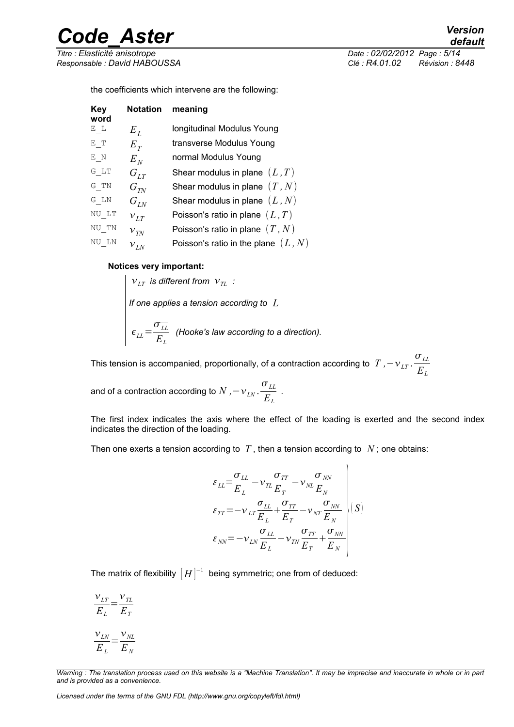the coefficients which intervene are the following:

| Key word | Notation | meaning |
| --- | --- | --- |
| E_L | $E_L$ | longitudinal Modulus Young |
| E_T | $E_T$ | transverse Modulus Young |
| E_N | $E_N$ | normal Modulus Young |
| G_LT | $G_{LT}$ | Shear modulus in plane $(L,T)$ |
| G_TN | $G_{TN}$ | Shear modulus in plane $(T,N)$ |
| G_LN | $G_{LN}$ | Shear modulus in plane $(L,N)$ |
| NU_LT | $\nu_{LT}$ | Poisson's ratio in plane $(L,T)$ |
| NU_TN | $\nu_{TN}$ | Poisson's ratio in plane $(T,N)$ |
| NU_LN | $\nu_{LN}$ | Poisson's ratio in the plane $(L,N)$ |

**Notices very important:**

*$\nu_{LT}$ is different from $\nu_{TL}$ :*

*If one applies a tension according to $L$*

*$\epsilon_{LL}=\frac{\overline{\sigma_{LL}}}{E_L}$ (Hooke's law according to a direction).*

This tension is accompanied, proportionally, of a contraction according to $T,-\nu_{LT}\cdot\frac{\sigma_{LL}}{E_L}$ and of a contraction according to $N,-\nu_{LN}\cdot\frac{\sigma_{LL}}{E_L}$ .

The first index indicates the axis where the effect of the loading is exerted and the second index indicates the direction of the loading.

Then one exerts a tension according to $T$, then a tension according to $N$; one obtains:

$$
\left.\begin{aligned}
\varepsilon_{LL} &= \frac{\sigma_{LL}}{E_L}-\nu_{TL}\frac{\sigma_{TT}}{E_T}-\nu_{NL}\frac{\sigma_{NN}}{E_N}\\
\varepsilon_{TT} &= -\nu_{LT}\frac{\sigma_{LL}}{E_L}+\frac{\sigma_{TT}}{E_T}-\nu_{NT}\frac{\sigma_{NN}}{E_N}\\
\varepsilon_{NN} &= -\nu_{LN}\frac{\sigma_{LL}}{E_L}-\nu_{TN}\frac{\sigma_{TT}}{E_T}+\frac{\sigma_{NN}}{E_N}
\end{aligned}\right|(S)
$$

The matrix of flexibility $[H]^{-1}$ being symmetric; one from of deduced:

$$\frac{\nu_{LT}}{E_L}=\frac{\nu_{TL}}{E_T}$$

$$\frac{\nu_{LN}}{E_L}=\frac{\nu_{NL}}{E_N}$$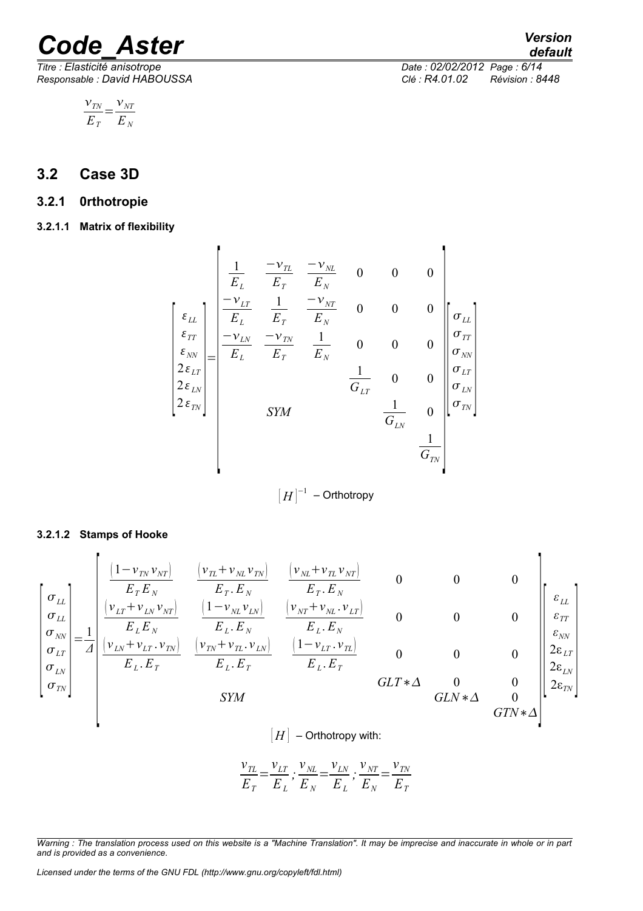$$\frac{\nu_{TN}}{E_T}=\frac{\nu_{NT}}{E_N}$$

## 3.2 Case 3D

### 3.2.1 0rthotropie

#### 3.2.1.1 Matrix of flexibility

$$\begin{bmatrix} \varepsilon_{LL} \\ \varepsilon_{TT} \\ \varepsilon_{NN} \\ 2\varepsilon_{LT} \\ 2\varepsilon_{LN} \\ 2\varepsilon_{TN} \end{bmatrix} = \begin{bmatrix} \frac{1}{E_L} & \frac{-\nu_{TL}}{E_T} & \frac{-\nu_{NL}}{E_N} & 0 & 0 & 0 \\ \frac{-\nu_{LT}}{E_L} & \frac{1}{E_T} & \frac{-\nu_{NT}}{E_N} & 0 & 0 & 0 \\ \frac{-\nu_{LN}}{E_L} & \frac{-\nu_{TN}}{E_T} & \frac{1}{E_N} & 0 & 0 & 0 \\ & & & \frac{1}{G_{LT}} & 0 & 0 \\ & SYM & & & \frac{1}{G_{LN}} & 0 \\ & & & & & \frac{1}{G_{TN}} \end{bmatrix} \begin{bmatrix} \sigma_{LL} \\ \sigma_{TT} \\ \sigma_{NN} \\ \sigma_{LT} \\ \sigma_{LN} \\ \sigma_{TN} \end{bmatrix}$$

$[H]^{-1}$ – Orthotropy

#### 3.2.1.2 Stamps of Hooke

$$\begin{bmatrix} \sigma_{LL} \\ \sigma_{LL} \\ \sigma_{NN} \\ \sigma_{LT} \\ \sigma_{LN} \\ \sigma_{TN} \end{bmatrix} = \frac{1}{\Delta} \begin{bmatrix} \frac{(1-\nu_{TN}\nu_{NT})}{E_T E_N} & \frac{(\nu_{TL}+\nu_{NL}\nu_{TN})}{E_T . E_N} & \frac{(\nu_{NL}+\nu_{TL}\nu_{NT})}{E_T . E_N} & 0 & 0 & 0 \\ \frac{(\nu_{LT}+\nu_{LN}\nu_{NT})}{E_L E_N} & \frac{(1-\nu_{NL}\nu_{LN})}{E_L . E_N} & \frac{(\nu_{NT}+\nu_{NL} . \nu_{LT})}{E_L . E_N} & 0 & 0 & 0 \\ \frac{(\nu_{LN}+\nu_{LT} . \nu_{TN})}{E_L . E_T} & \frac{(\nu_{TN}+\nu_{TL} . \nu_{LN})}{E_L . E_T} & \frac{(1-\nu_{LT} . \nu_{TL})}{E_L . E_T} & 0 & 0 & 0 \\ & & & GLT*\Delta & 0 & 0 \\ & SYM & & & GLN*\Delta & 0 \\ & & & & & GTN*\Delta \end{bmatrix} \begin{bmatrix} \varepsilon_{LL} \\ \varepsilon_{TT} \\ \varepsilon_{NN} \\ 2\varepsilon_{LT} \\ 2\varepsilon_{LN} \\ 2\varepsilon_{TN} \end{bmatrix}$$

$[H]$ – Orthotropy with:

$$\frac{\nu_{TL}}{E_T}=\frac{\nu_{LT}}{E_L} ; \frac{\nu_{NL}}{E_N}=\frac{\nu_{LN}}{E_L} ; \frac{\nu_{NT}}{E_N}=\frac{\nu_{TN}}{E_T}$$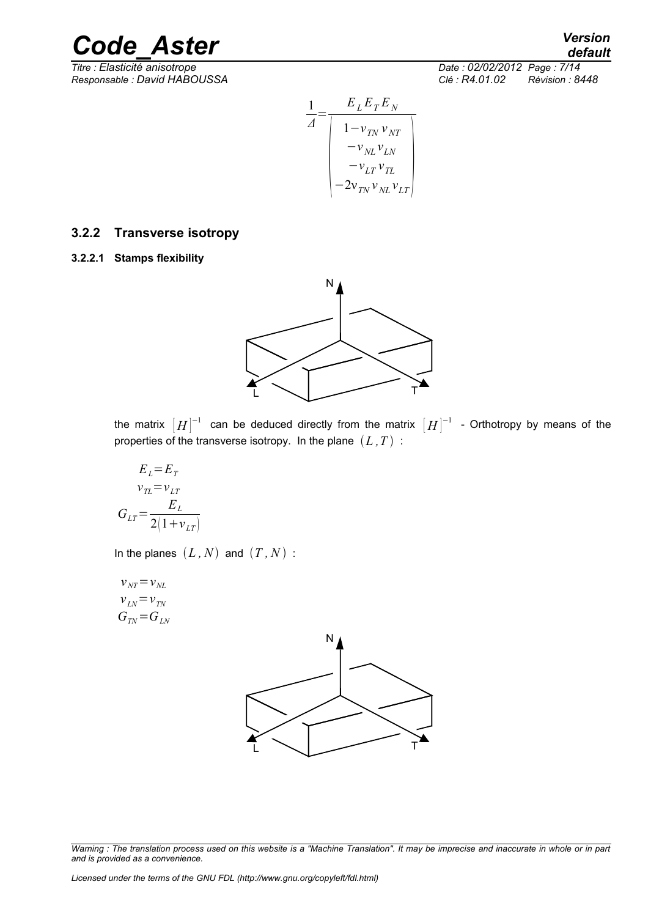$$\frac{1}{\Delta}=\frac{E_L E_T E_N}{\begin{pmatrix} 1-\nu_{TN}\nu_{NT} \\ -\nu_{NL}\nu_{LN} \\ -\nu_{LT}\nu_{TL} \\ -2\nu_{TN}\nu_{NL}\nu_{LT} \end{pmatrix}}$$

### 3.2.2 Transverse isotropy

#### 3.2.2.1 Stamps flexibility

the matrix $[H]^{-1}$ can be deduced directly from the matrix $[H]^{-1}$ - Orthotropy by means of the properties of the transverse isotropy. In the plane $(L,T)$ :

$$E_L=E_T$$
$$\nu_{TL}=\nu_{LT}$$
$$G_{LT}=\frac{E_L}{2(1+\nu_{LT})}$$

In the planes $(L,N)$ and $(T,N)$ :

$$\nu_{NT}=\nu_{NL}$$
$$\nu_{LN}=\nu_{TN}$$
$$G_{TN}=G_{LN}$$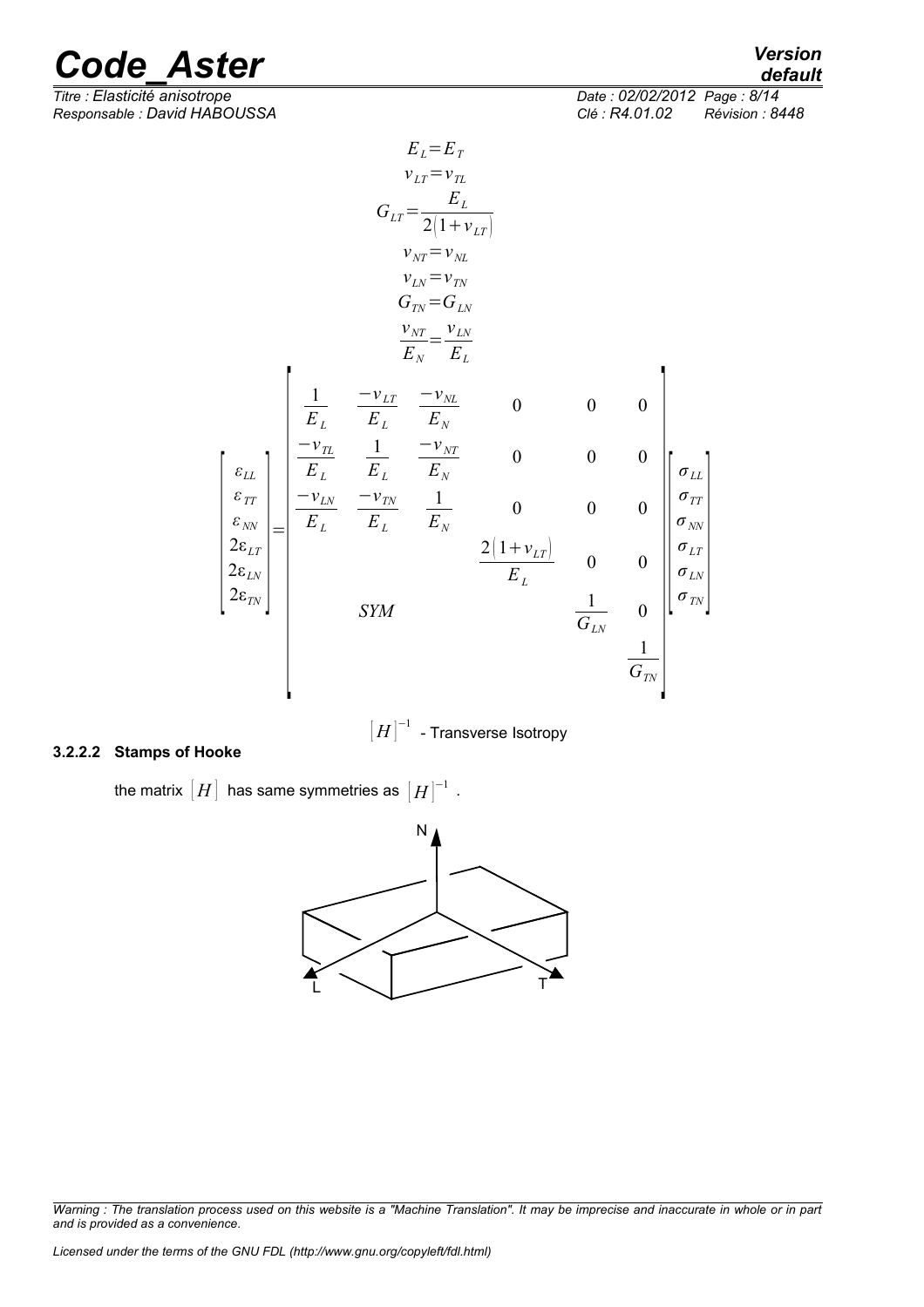$$E_L = E_T$$

$$\nu_{LT} = \nu_{TL}$$

$$G_{LT} = \frac{E_L}{2(1+\nu_{LT})}$$

$$\nu_{NT} = \nu_{NL}$$

$$\nu_{LN} = \nu_{TN}$$

$$G_{TN} = G_{LN}$$

$$\frac{\nu_{NT}}{E_N} = \frac{\nu_{LN}}{E_L}$$

$$\begin{bmatrix} \varepsilon_{LL} \\ \varepsilon_{TT} \\ \varepsilon_{NN} \\ 2\varepsilon_{LT} \\ 2\varepsilon_{LN} \\ 2\varepsilon_{TN} \end{bmatrix} = \begin{bmatrix} \frac{1}{E_L} & \frac{-\nu_{LT}}{E_L} & \frac{-\nu_{NL}}{E_N} & 0 & 0 & 0 \\ \frac{-\nu_{TL}}{E_L} & \frac{1}{E_L} & \frac{-\nu_{NT}}{E_N} & 0 & 0 & 0 \\ \frac{-\nu_{LN}}{E_L} & \frac{-\nu_{TN}}{E_L} & \frac{1}{E_N} & 0 & 0 & 0 \\ & & & \frac{2(1+\nu_{LT})}{E_L} & 0 & 0 \\ & SYM & & & \frac{1}{G_{LN}} & 0 \\ & & & & & \frac{1}{G_{TN}} \end{bmatrix} \begin{bmatrix} \sigma_{LL} \\ \sigma_{TT} \\ \sigma_{NN} \\ \sigma_{LT} \\ \sigma_{LN} \\ \sigma_{TN} \end{bmatrix}$$

$[H]^{-1}$ - Transverse Isotropy

#### 3.2.2.2 Stamps of Hooke

the matrix $[H]$ has same symmetries as $[H]^{-1}$ .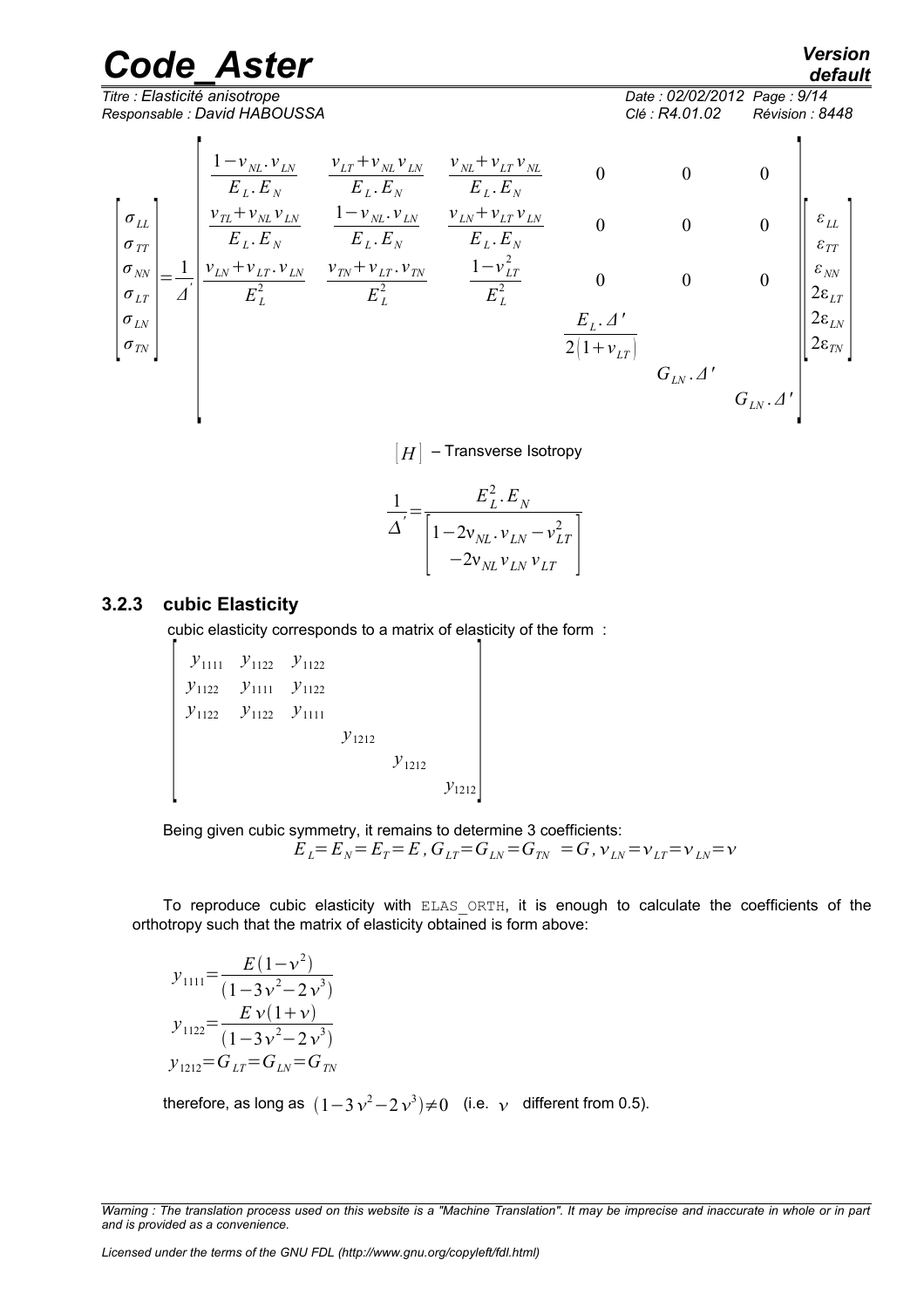$$
\begin{bmatrix} \sigma_{LL} \\ \sigma_{TT} \\ \sigma_{NN} \\ \sigma_{LT} \\ \sigma_{LN} \\ \sigma_{TN} \end{bmatrix} = \frac{1}{\Delta'} \begin{bmatrix} \frac{1-\nu_{NL}.\nu_{LN}}{E_L.E_N} & \frac{\nu_{LT}+\nu_{NL}\nu_{LN}}{E_L.E_N} & \frac{\nu_{NL}+\nu_{LT}\nu_{NL}}{E_L.E_N} & 0 & 0 & 0 \\ \frac{\nu_{TL}+\nu_{NL}\nu_{LN}}{E_L.E_N} & \frac{1-\nu_{NL}.\nu_{LN}}{E_L.E_N} & \frac{\nu_{LN}+\nu_{LT}\nu_{LN}}{E_L.E_N} & 0 & 0 & 0 \\ \frac{\nu_{LN}+\nu_{LT}.\nu_{LN}}{E_L^2} & \frac{\nu_{TN}+\nu_{LT}.\nu_{TN}}{E_L^2} & \frac{1-\nu_{LT}^2}{E_L^2} & 0 & 0 & 0 \\ & & & \frac{E_L.\Delta'}{2(1+\nu_{LT})} & & \\ & & & & G_{LN}.\Delta' & \\ & & & & & G_{LN}.\Delta' \end{bmatrix} \begin{bmatrix} \varepsilon_{LL} \\ \varepsilon_{TT} \\ \varepsilon_{NN} \\ 2\varepsilon_{LT} \\ 2\varepsilon_{LN} \\ 2\varepsilon_{TN} \end{bmatrix}
$$

$[H]$ – Transverse Isotropy

$$
\frac{1}{\Delta'} = \frac{E_L^2.E_N}{\begin{bmatrix} 1-2\nu_{NL}.\nu_{LN}-\nu_{LT}^2 \\ -2\nu_{NL}\nu_{LN}\nu_{LT} \end{bmatrix}}
$$

### 3.2.3 cubic Elasticity

cubic elasticity corresponds to a matrix of elasticity of the form :

$$
\begin{bmatrix} y_{1111} & y_{1122} & y_{1122} & & & \\ y_{1122} & y_{1111} & y_{1122} & & & \\ y_{1122} & y_{1122} & y_{1111} & & & \\ & & & y_{1212} & & \\ & & & & y_{1212} & \\ & & & & & y_{1212} \end{bmatrix}
$$

Being given cubic symmetry, it remains to determine 3 coefficients:

$$
E_L = E_N = E_T = E, G_{LT} = G_{LN} = G_{TN} = G, \nu_{LN} = \nu_{LT} = \nu_{LN} = \nu
$$

To reproduce cubic elasticity with ELAS_ORTH, it is enough to calculate the coefficients of the orthotropy such that the matrix of elasticity obtained is form above:

$$
y_{1111} = \frac{E(1-\nu^2)}{(1-3\nu^2-2\nu^3)}
$$

$$
y_{1122} = \frac{E\,\nu(1+\nu)}{(1-3\nu^2-2\nu^3)}
$$

$$
y_{1212} = G_{LT} = G_{LN} = G_{TN}
$$

therefore, as long as $(1-3\nu^2-2\nu^3) \neq 0$ (i.e. $\nu$ different from 0.5).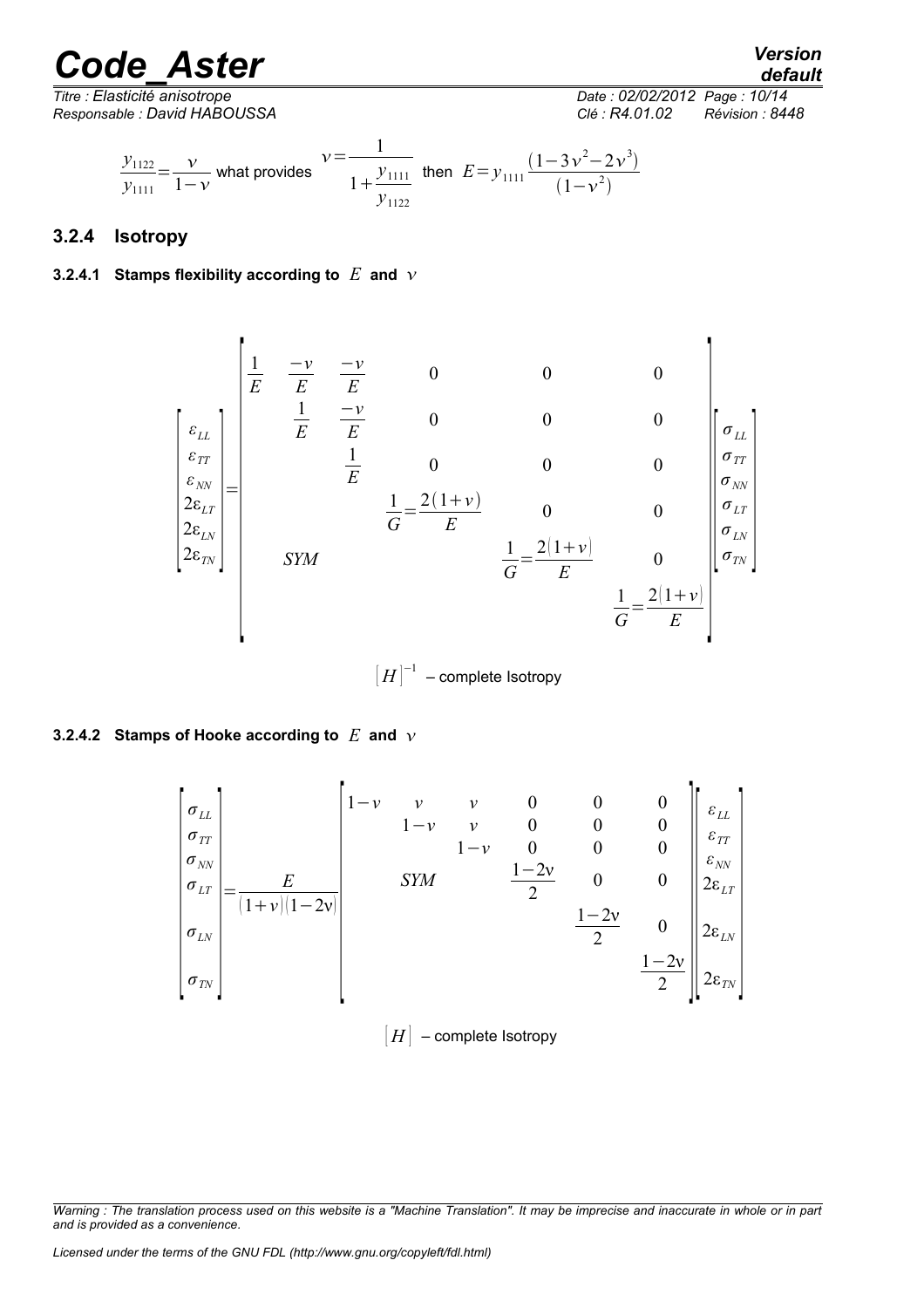$$\frac{y_{1122}}{y_{1111}}=\frac{\nu}{1-\nu} \text{ what provides } \nu=\frac{1}{1+\frac{y_{1111}}{y_{1122}}} \text{ then } E=y_{1111}\frac{(1-3\nu^2-2\nu^3)}{(1-\nu^2)}$$

### 3.2.4 Isotropy

#### 3.2.4.1 Stamps flexibility according to $E$ and $\nu$

$$\begin{bmatrix} \varepsilon_{LL} \\ \varepsilon_{TT} \\ \varepsilon_{NN} \\ 2\varepsilon_{LT} \\ 2\varepsilon_{LN} \\ 2\varepsilon_{TN} \end{bmatrix} = \begin{bmatrix} \frac{1}{E} & \frac{-\nu}{E} & \frac{-\nu}{E} & 0 & 0 & 0 \\ & \frac{1}{E} & \frac{-\nu}{E} & 0 & 0 & 0 \\ & & \frac{1}{E} & 0 & 0 & 0 \\ & & & \frac{1}{G}=\frac{2(1+\nu)}{E} & 0 & 0 \\ & SYM & & & \frac{1}{G}=\frac{2(1+\nu)}{E} & 0 \\ & & & & & \frac{1}{G}=\frac{2(1+\nu)}{E} \end{bmatrix} \begin{bmatrix} \sigma_{LL} \\ \sigma_{TT} \\ \sigma_{NN} \\ \sigma_{LT} \\ \sigma_{LN} \\ \sigma_{TN} \end{bmatrix}$$

$[H]^{-1}$ – complete Isotropy

#### 3.2.4.2 Stamps of Hooke according to $E$ and $\nu$

$$\begin{bmatrix} \sigma_{LL} \\ \sigma_{TT} \\ \sigma_{NN} \\ \sigma_{LT} \\ \sigma_{LN} \\ \sigma_{TN} \end{bmatrix} = \frac{E}{(1+\nu)(1-2\nu)} \begin{bmatrix} 1-\nu & \nu & \nu & 0 & 0 & 0 \\ & 1-\nu & \nu & 0 & 0 & 0 \\ & & 1-\nu & 0 & 0 & 0 \\ & SYM & & \frac{1-2\nu}{2} & 0 & 0 \\ & & & & \frac{1-2\nu}{2} & 0 \\ & & & & & \frac{1-2\nu}{2} \end{bmatrix} \begin{bmatrix} \varepsilon_{LL} \\ \varepsilon_{TT} \\ \varepsilon_{NN} \\ 2\varepsilon_{LT} \\ 2\varepsilon_{LN} \\ 2\varepsilon_{TN} \end{bmatrix}$$

$[H]$ – complete Isotropy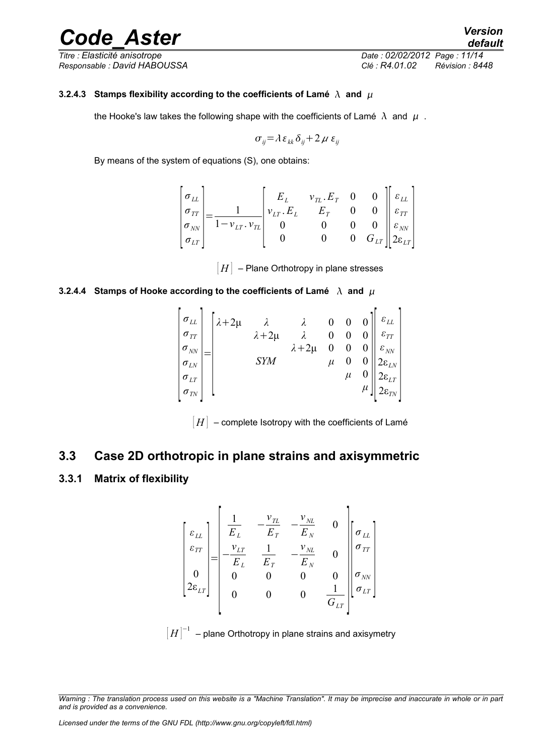#### 3.2.4.3 Stamps flexibility according to the coefficients of Lamé $\lambda$ and $\mu$

the Hooke's law takes the following shape with the coefficients of Lamé $\lambda$ and $\mu$ .

$$\sigma_{ij} = \lambda \varepsilon_{kk} \delta_{ij} + 2 \mu \varepsilon_{ij}$$

By means of the system of equations (S), one obtains:

$$\begin{bmatrix} \sigma_{LL} \\ \sigma_{TT} \\ \sigma_{NN} \\ \sigma_{LT} \end{bmatrix} = \frac{1}{1 - \nu_{LT} . \nu_{TL}} \begin{bmatrix} E_L & \nu_{TL} . E_T & 0 & 0 \\ \nu_{LT} . E_L & E_T & 0 & 0 \\ 0 & 0 & 0 & 0 \\ 0 & 0 & 0 & G_{LT} \end{bmatrix} \begin{bmatrix} \varepsilon_{LL} \\ \varepsilon_{TT} \\ \varepsilon_{NN} \\ 2\varepsilon_{LT} \end{bmatrix}$$

$[H]$ – Plane Orthotropy in plane stresses

#### 3.2.4.4 Stamps of Hooke according to the coefficients of Lamé $\lambda$ and $\mu$

$$\begin{bmatrix} \sigma_{LL} \\ \sigma_{TT} \\ \sigma_{NN} \\ \sigma_{LN} \\ \sigma_{LT} \\ \sigma_{TN} \end{bmatrix} = \begin{bmatrix} \lambda + 2\mu & \lambda & \lambda & 0 & 0 & 0 \\ & \lambda + 2\mu & \lambda & 0 & 0 & 0 \\ & & \lambda + 2\mu & 0 & 0 & 0 \\ & SYM & & \mu & 0 & 0 \\ & & & & \mu & 0 \\ & & & & & \mu \end{bmatrix} \begin{bmatrix} \varepsilon_{LL} \\ \varepsilon_{TT} \\ \varepsilon_{NN} \\ 2\varepsilon_{LN} \\ 2\varepsilon_{LT} \\ 2\varepsilon_{TN} \end{bmatrix}$$

$[H]$ – complete Isotropy with the coefficients of Lamé

## 3.3 Case 2D orthotropic in plane strains and axisymmetric

### 3.3.1 Matrix of flexibility

$$\begin{bmatrix} \varepsilon_{LL} \\ \varepsilon_{TT} \\ 0 \\ 2\varepsilon_{LT} \end{bmatrix} = \begin{bmatrix} \frac{1}{E_L} & -\frac{\nu_{TL}}{E_T} & -\frac{\nu_{NL}}{E_N} & 0 \\ -\frac{\nu_{LT}}{E_L} & \frac{1}{E_T} & -\frac{\nu_{NL}}{E_N} & 0 \\ 0 & 0 & 0 & 0 \\ 0 & 0 & 0 & \frac{1}{G_{LT}} \end{bmatrix} \begin{bmatrix} \sigma_{LL} \\ \sigma_{TT} \\ \sigma_{NN} \\ \sigma_{LT} \end{bmatrix}$$

$[H]^{-1}$ – plane Orthotropy in plane strains and axisymetry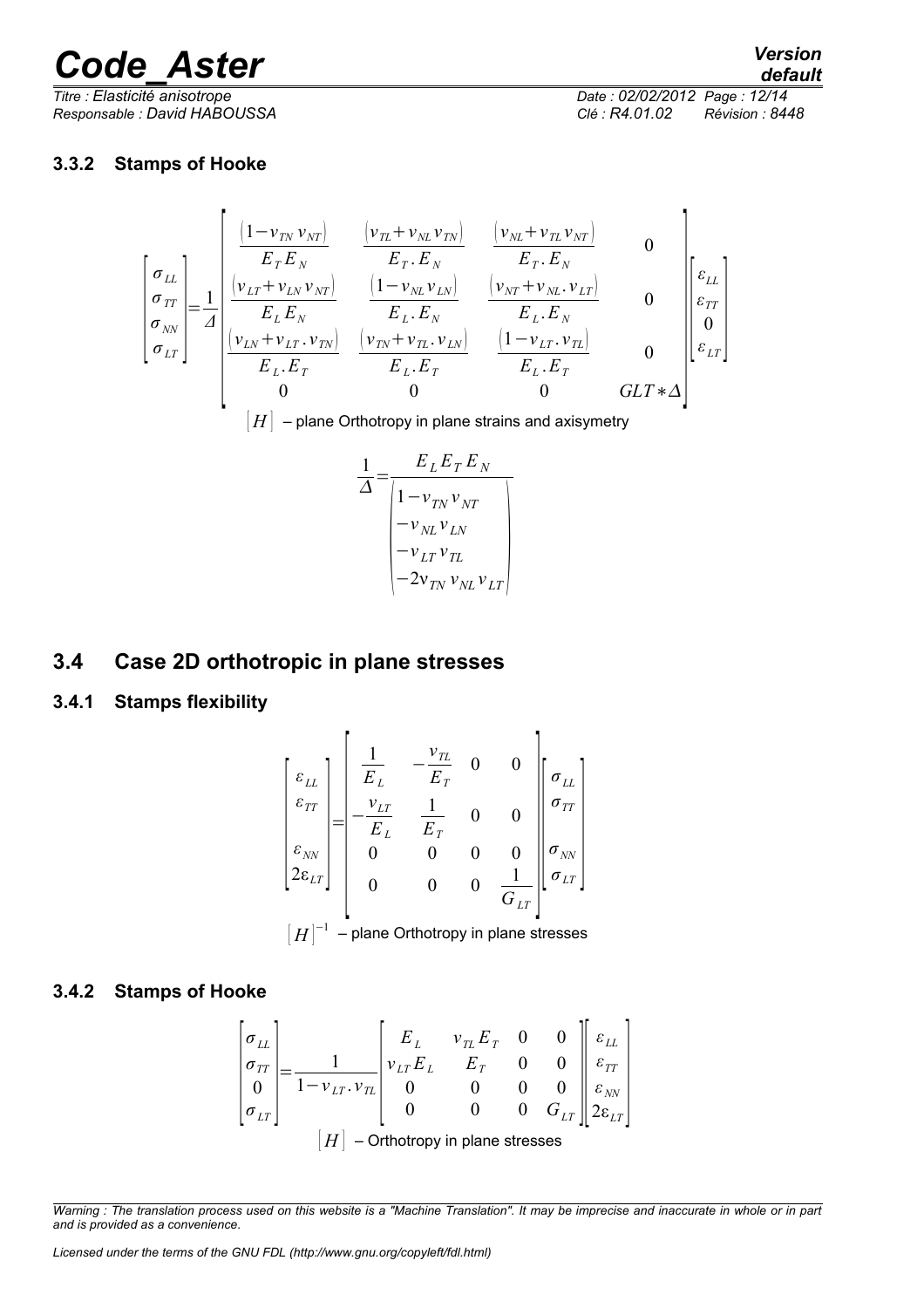### 3.3.2 Stamps of Hooke

$$
\begin{bmatrix} \sigma_{LL} \\ \sigma_{TT} \\ \sigma_{NN} \\ \sigma_{LT} \end{bmatrix} = \frac{1}{\Delta} \begin{bmatrix} \dfrac{(1-v_{TN} v_{NT})}{E_T E_N} & \dfrac{(v_{TL}+v_{NL} v_{TN})}{E_T . E_N} & \dfrac{(v_{NL}+v_{TL} v_{NT})}{E_T . E_N} & 0 \\ \dfrac{(v_{LT}+v_{LN} v_{NT})}{E_L E_N} & \dfrac{(1-v_{NL} v_{LN})}{E_L . E_N} & \dfrac{(v_{NT}+v_{NL} . v_{LT})}{E_L . E_N} & 0 \\ \dfrac{(v_{LN}+v_{LT} . v_{TN})}{E_L . E_T} & \dfrac{(v_{TN}+v_{TL} . v_{LN})}{E_L . E_T} & \dfrac{(1-v_{LT} . v_{TL})}{E_L . E_T} & 0 \\ 0 & 0 & 0 & GLT * \Delta \end{bmatrix} \begin{bmatrix} \varepsilon_{LL} \\ \varepsilon_{TT} \\ 0 \\ \varepsilon_{LT} \end{bmatrix}
$$

$[H]$ – plane Orthotropy in plane strains and axisymetry

$$
\frac{1}{\Delta} = \frac{E_L E_T E_N}{\begin{pmatrix} 1-v_{TN} v_{NT} \\ -v_{NL} v_{LN} \\ -v_{LT} v_{TL} \\ -2 v_{TN} v_{NL} v_{LT} \end{pmatrix}}
$$

## 3.4 Case 2D orthotropic in plane stresses

### 3.4.1 Stamps flexibility

$$
\begin{bmatrix} \varepsilon_{LL} \\ \varepsilon_{TT} \\ \varepsilon_{NN} \\ 2\varepsilon_{LT} \end{bmatrix} = \begin{bmatrix} \dfrac{1}{E_L} & -\dfrac{v_{TL}}{E_T} & 0 & 0 \\ -\dfrac{v_{LT}}{E_L} & \dfrac{1}{E_T} & 0 & 0 \\ 0 & 0 & 0 & 0 \\ 0 & 0 & 0 & \dfrac{1}{G_{LT}} \end{bmatrix} \begin{bmatrix} \sigma_{LL} \\ \sigma_{TT} \\ \sigma_{NN} \\ \sigma_{LT} \end{bmatrix}
$$

$[H]^{-1}$ – plane Orthotropy in plane stresses

### 3.4.2 Stamps of Hooke

$$
\begin{bmatrix} \sigma_{LL} \\ \sigma_{TT} \\ 0 \\ \sigma_{LT} \end{bmatrix} = \frac{1}{1-v_{LT} . v_{TL}} \begin{bmatrix} E_L & v_{TL} E_T & 0 & 0 \\ v_{LT} E_L & E_T & 0 & 0 \\ 0 & 0 & 0 & 0 \\ 0 & 0 & 0 & G_{LT} \end{bmatrix} \begin{bmatrix} \varepsilon_{LL} \\ \varepsilon_{TT} \\ \varepsilon_{NN} \\ 2\varepsilon_{LT} \end{bmatrix}
$$

$[H]$ – Orthotropy in plane stresses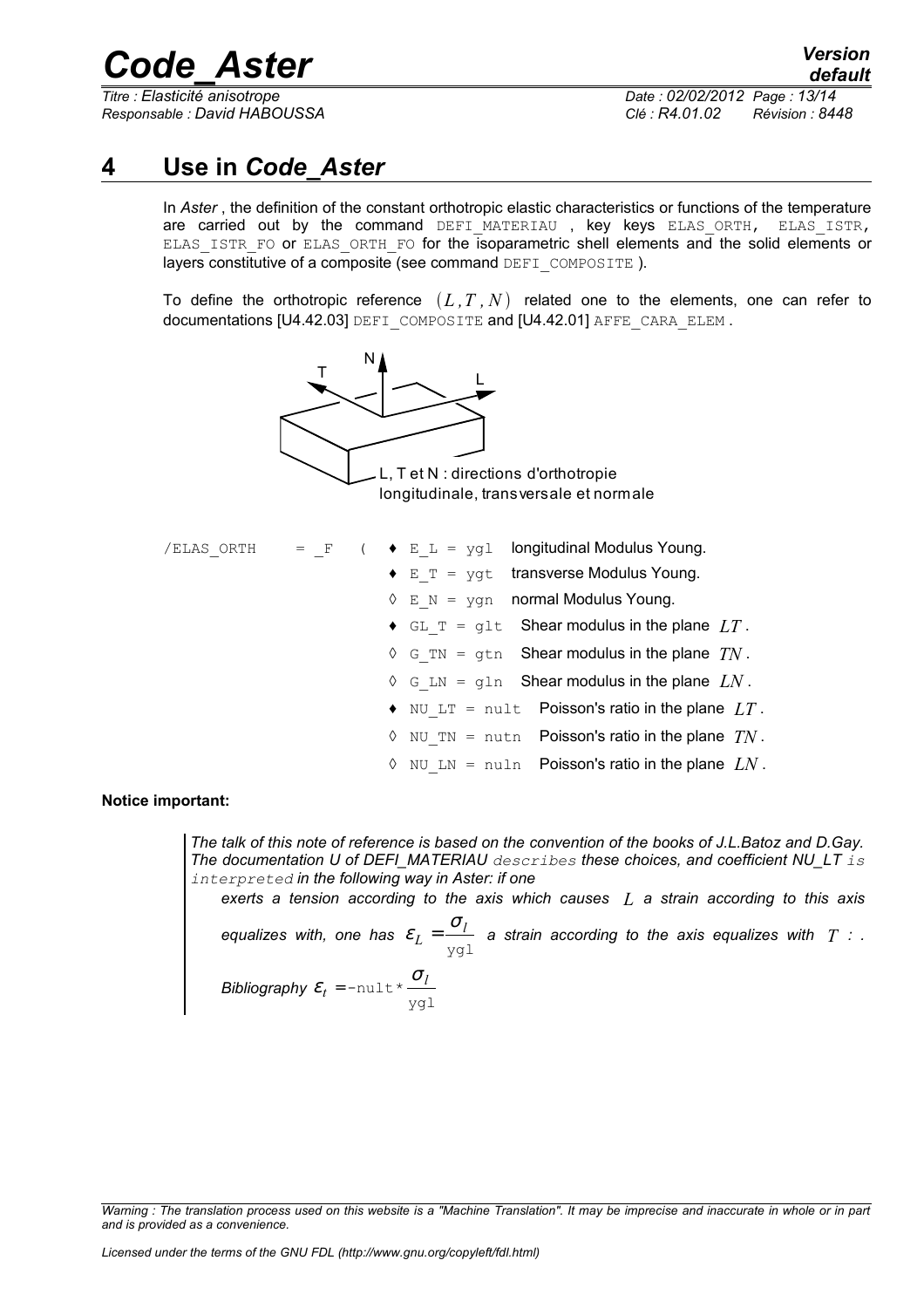# 4 Use in *Code_Aster*

In *Aster* , the definition of the constant orthotropic elastic characteristics or functions of the temperature are carried out by the command `DEFI_MATERIAU` , key keys `ELAS_ORTH`, `ELAS_ISTR`, `ELAS_ISTR_FO` or `ELAS_ORTH_FO` for the isoparametric shell elements and the solid elements or layers constitutive of a composite (see command `DEFI_COMPOSITE` ).

To define the orthotropic reference $(L, T, N)$ related one to the elements, one can refer to documentations [U4.42.03] `DEFI_COMPOSITE` and [U4.42.01] `AFFE_CARA_ELEM` .

L, T et N : directions d'orthotropie longitudinale, transversale et normale

| | | |
|---|---|---|
| `/ELAS_ORTH = _F (` | ♦ `E_L = ygl` | longitudinal Modulus Young. |
| | ♦ `E_T = ygt` | transverse Modulus Young. |
| | ◊ `E_N = ygn` | normal Modulus Young. |
| | ♦ `GL_T = glt` | Shear modulus in the plane $LT$ . |
| | ◊ `G_TN = gtn` | Shear modulus in the plane $TN$ . |
| | ◊ `G_LN = gln` | Shear modulus in the plane $LN$ . |
| | ♦ `NU_LT = nult` | Poisson's ratio in the plane $LT$ . |
| | ◊ `NU_TN = nutn` | Poisson's ratio in the plane $TN$ . |
| | ◊ `NU_LN = nuln` | Poisson's ratio in the plane $LN$ . |

**Notice important:**

*The talk of this note of reference is based on the convention of the books of J.L.Batoz and D.Gay. The documentation U of DEFI_MATERIAU describes these choices, and coefficient NU_LT is interpreted in the following way in Aster: if one*

*exerts a tension according to the axis which causes $L$ a strain according to this axis equalizes with, one has $\varepsilon_L = \frac{\sigma_l}{\text{ygl}}$ a strain according to the axis equalizes with $T$ : .*

*Bibliography $\varepsilon_t = -\text{nult} * \frac{\sigma_l}{\text{ygl}}$*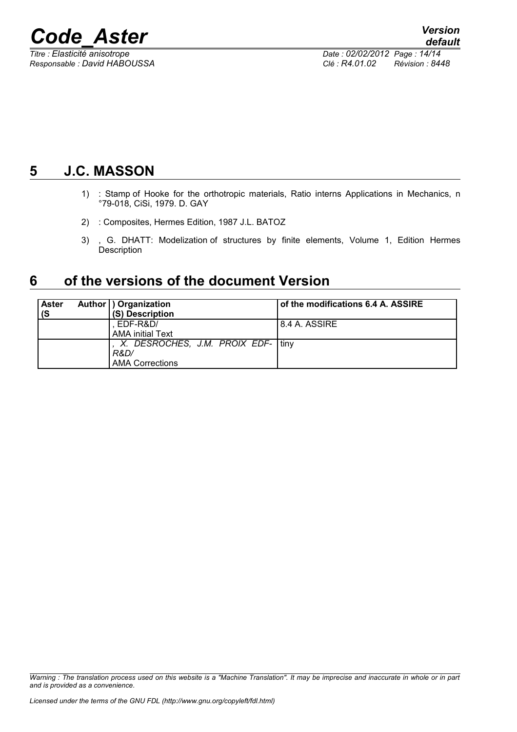## 5 J.C. MASSON

1) : Stamp of Hooke for the orthotropic materials, Ratio interns Applications in Mechanics, n °79-018, CiSi, 1979. D. GAY

2) : Composites, Hermes Edition, 1987 J.L. BATOZ

3) , G. DHATT: Modelization of structures by finite elements, Volume 1, Edition Hermes Description

## 6 of the versions of the document Version

| **Aster (S** | **Author** | **) Organization (S) Description** | **of the modifications 6.4 A. ASSIRE** |
|---|---|---|---|
| | | , EDF-R&D/ AMA initial Text | 8.4 A. ASSIRE |
| | | *, X. DESROCHES, J.M. PROIX EDF-R&D/* AMA Corrections | tiny |